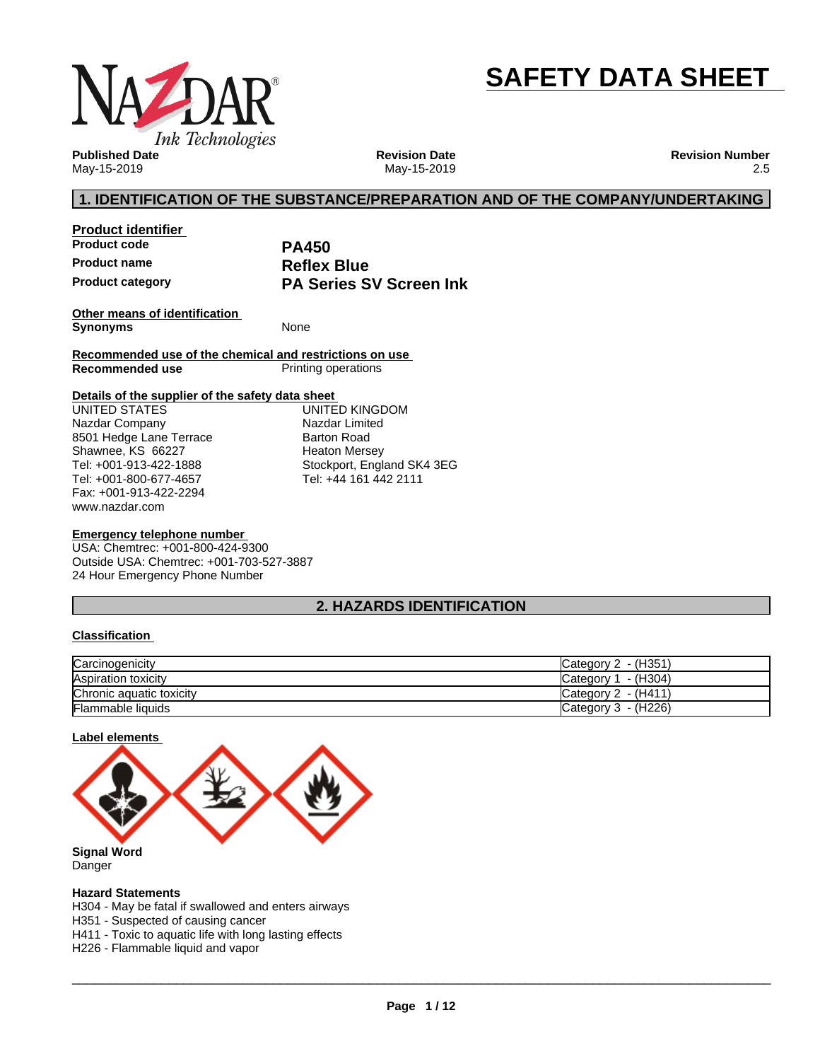# SAFETY DATA SHEET

**Published Date**
May-15-2019

**Revision Date**
May-15-2019

**Revision Number**
2.5

## 1. IDENTIFICATION OF THE SUBSTANCE/PREPARATION AND OF THE COMPANY/UNDERTAKING

### Product identifier

| | |
|---|---|
| **Product code** | **PA450** |
| **Product name** | **Reflex Blue** |
| **Product category** | **PA Series SV Screen Ink** |

### Other means of identification

**Synonyms** None

### Recommended use of the chemical and restrictions on use

**Recommended use** Printing operations

### Details of the supplier of the safety data sheet

UNITED STATES
Nazdar Company
8501 Hedge Lane Terrace
Shawnee, KS 66227
Tel: +001-913-422-1888
Tel: +001-800-677-4657
Fax: +001-913-422-2294
www.nazdar.com

UNITED KINGDOM
Nazdar Limited
Barton Road
Heaton Mersey
Stockport, England SK4 3EG
Tel: +44 161 442 2111

### Emergency telephone number

USA: Chemtrec: +001-800-424-9300
Outside USA: Chemtrec: +001-703-527-3887
24 Hour Emergency Phone Number

## 2. HAZARDS IDENTIFICATION

### Classification

| | |
|---|---|
| Carcinogenicity | Category 2 - (H351) |
| Aspiration toxicity | Category 1 - (H304) |
| Chronic aquatic toxicity | Category 2 - (H411) |
| Flammable liquids | Category 3 - (H226) |

### Label elements

**Signal Word**
Danger

**Hazard Statements**
H304 - May be fatal if swallowed and enters airways
H351 - Suspected of causing cancer
H411 - Toxic to aquatic life with long lasting effects
H226 - Flammable liquid and vapor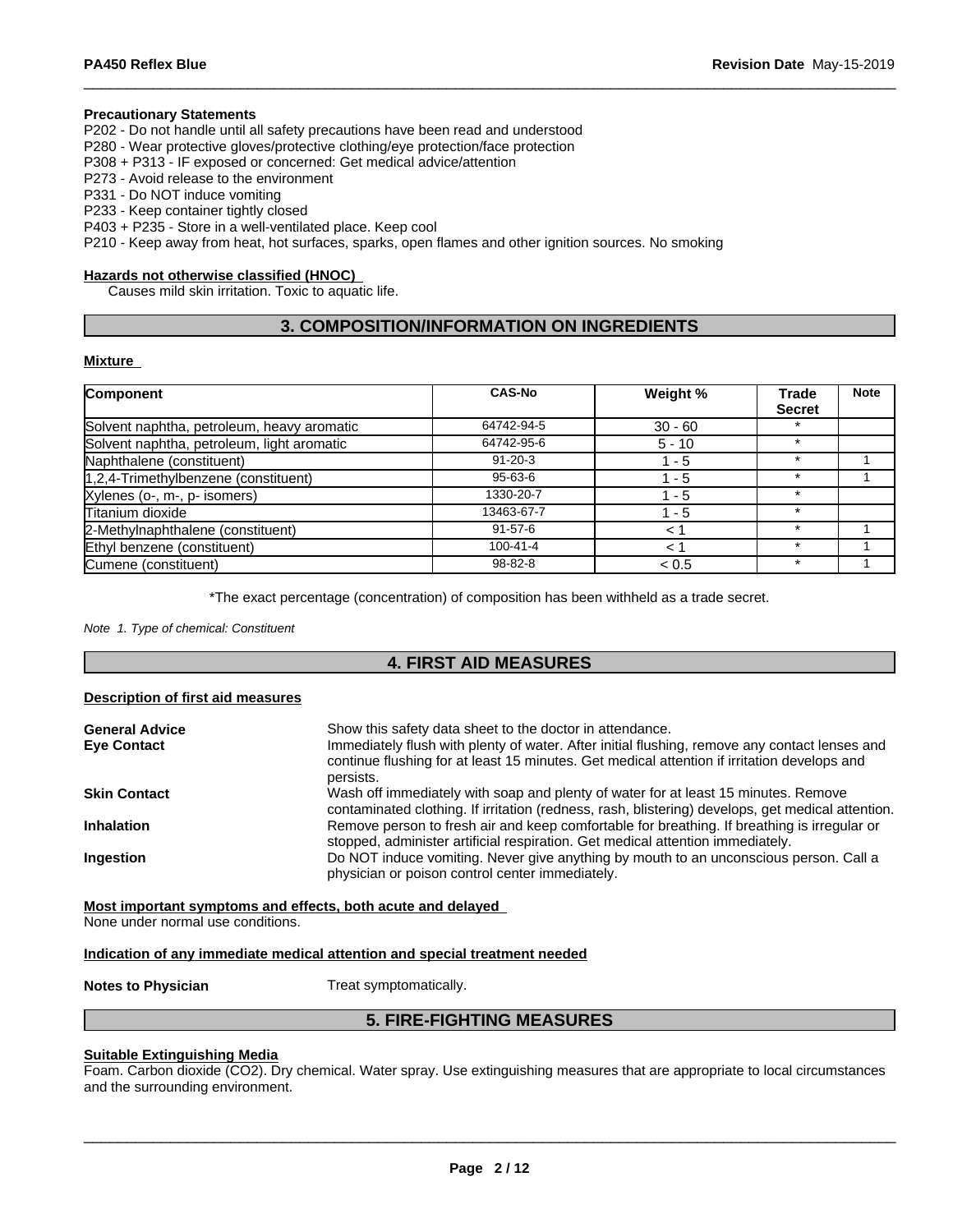**Precautionary Statements**

P202 - Do not handle until all safety precautions have been read and understood
P280 - Wear protective gloves/protective clothing/eye protection/face protection
P308 + P313 - IF exposed or concerned: Get medical advice/attention
P273 - Avoid release to the environment
P331 - Do NOT induce vomiting
P233 - Keep container tightly closed
P403 + P235 - Store in a well-ventilated place. Keep cool
P210 - Keep away from heat, hot surfaces, sparks, open flames and other ignition sources. No smoking

**Hazards not otherwise classified (HNOC)**

Causes mild skin irritation. Toxic to aquatic life.

## 3. COMPOSITION/INFORMATION ON INGREDIENTS

**Mixture**

| Component | CAS-No | Weight % | Trade Secret | Note |
|---|---|---|---|---|
| Solvent naphtha, petroleum, heavy aromatic | 64742-94-5 | 30 - 60 | * | |
| Solvent naphtha, petroleum, light aromatic | 64742-95-6 | 5 - 10 | * | |
| Naphthalene (constituent) | 91-20-3 | 1 - 5 | * | 1 |
| 1,2,4-Trimethylbenzene (constituent) | 95-63-6 | 1 - 5 | * | 1 |
| Xylenes (o-, m-, p- isomers) | 1330-20-7 | 1 - 5 | * | |
| Titanium dioxide | 13463-67-7 | 1 - 5 | * | |
| 2-Methylnaphthalene (constituent) | 91-57-6 | < 1 | * | 1 |
| Ethyl benzene (constituent) | 100-41-4 | < 1 | * | 1 |
| Cumene (constituent) | 98-82-8 | < 0.5 | * | 1 |

*The exact percentage (concentration) of composition has been withheld as a trade secret.

*Note 1. Type of chemical: Constituent*

## 4. FIRST AID MEASURES

**Description of first aid measures**

**General Advice** Show this safety data sheet to the doctor in attendance.

**Eye Contact** Immediately flush with plenty of water. After initial flushing, remove any contact lenses and continue flushing for at least 15 minutes. Get medical attention if irritation develops and persists.

**Skin Contact** Wash off immediately with soap and plenty of water for at least 15 minutes. Remove contaminated clothing. If irritation (redness, rash, blistering) develops, get medical attention.

**Inhalation** Remove person to fresh air and keep comfortable for breathing. If breathing is irregular or stopped, administer artificial respiration. Get medical attention immediately.

**Ingestion** Do NOT induce vomiting. Never give anything by mouth to an unconscious person. Call a physician or poison control center immediately.

**Most important symptoms and effects, both acute and delayed**

None under normal use conditions.

**Indication of any immediate medical attention and special treatment needed**

**Notes to Physician** Treat symptomatically.

## 5. FIRE-FIGHTING MEASURES

**Suitable Extinguishing Media**

Foam. Carbon dioxide ($CO_2$). Dry chemical. Water spray. Use extinguishing measures that are appropriate to local circumstances and the surrounding environment.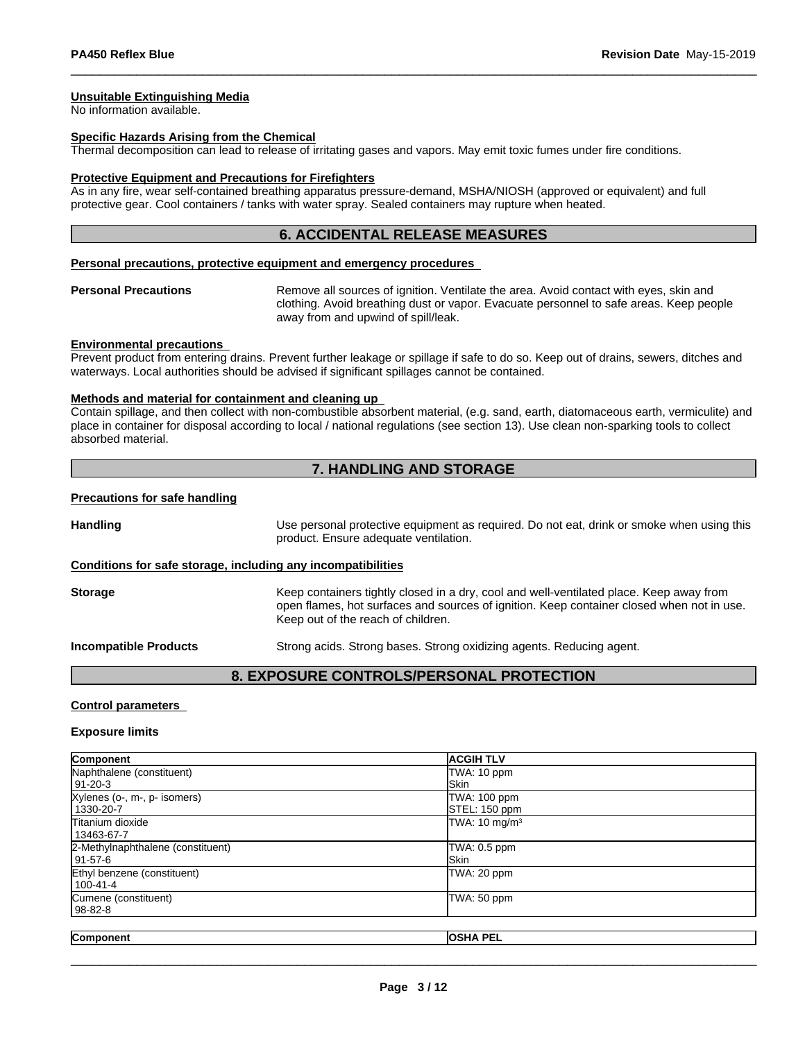**Unsuitable Extinguishing Media**

No information available.

**Specific Hazards Arising from the Chemical**

Thermal decomposition can lead to release of irritating gases and vapors. May emit toxic fumes under fire conditions.

**Protective Equipment and Precautions for Firefighters**

As in any fire, wear self-contained breathing apparatus pressure-demand, MSHA/NIOSH (approved or equivalent) and full protective gear. Cool containers / tanks with water spray. Sealed containers may rupture when heated.

## 6. ACCIDENTAL RELEASE MEASURES

**Personal precautions, protective equipment and emergency procedures**

**Personal Precautions** Remove all sources of ignition. Ventilate the area. Avoid contact with eyes, skin and clothing. Avoid breathing dust or vapor. Evacuate personnel to safe areas. Keep people away from and upwind of spill/leak.

**Environmental precautions**

Prevent product from entering drains. Prevent further leakage or spillage if safe to do so. Keep out of drains, sewers, ditches and waterways. Local authorities should be advised if significant spillages cannot be contained.

**Methods and material for containment and cleaning up**

Contain spillage, and then collect with non-combustible absorbent material, (e.g. sand, earth, diatomaceous earth, vermiculite) and place in container for disposal according to local / national regulations (see section 13). Use clean non-sparking tools to collect absorbed material.

## 7. HANDLING AND STORAGE

**Precautions for safe handling**

**Handling** Use personal protective equipment as required. Do not eat, drink or smoke when using this product. Ensure adequate ventilation.

**Conditions for safe storage, including any incompatibilities**

**Storage** Keep containers tightly closed in a dry, cool and well-ventilated place. Keep away from open flames, hot surfaces and sources of ignition. Keep container closed when not in use. Keep out of the reach of children.

**Incompatible Products** Strong acids. Strong bases. Strong oxidizing agents. Reducing agent.

## 8. EXPOSURE CONTROLS/PERSONAL PROTECTION

**Control parameters**

**Exposure limits**

| Component | ACGIH TLV |
|---|---|
| Naphthalene (constituent)<br>91-20-3 | TWA: 10 ppm<br>Skin |
| Xylenes (o-, m-, p- isomers)<br>1330-20-7 | TWA: 100 ppm<br>STEL: 150 ppm |
| Titanium dioxide<br>13463-67-7 | TWA: 10 mg/m$^3$ |
| 2-Methylnaphthalene (constituent)<br>91-57-6 | TWA: 0.5 ppm<br>Skin |
| Ethyl benzene (constituent)<br>100-41-4 | TWA: 20 ppm |
| Cumene (constituent)<br>98-82-8 | TWA: 50 ppm |

| Component | OSHA PEL |
|---|---|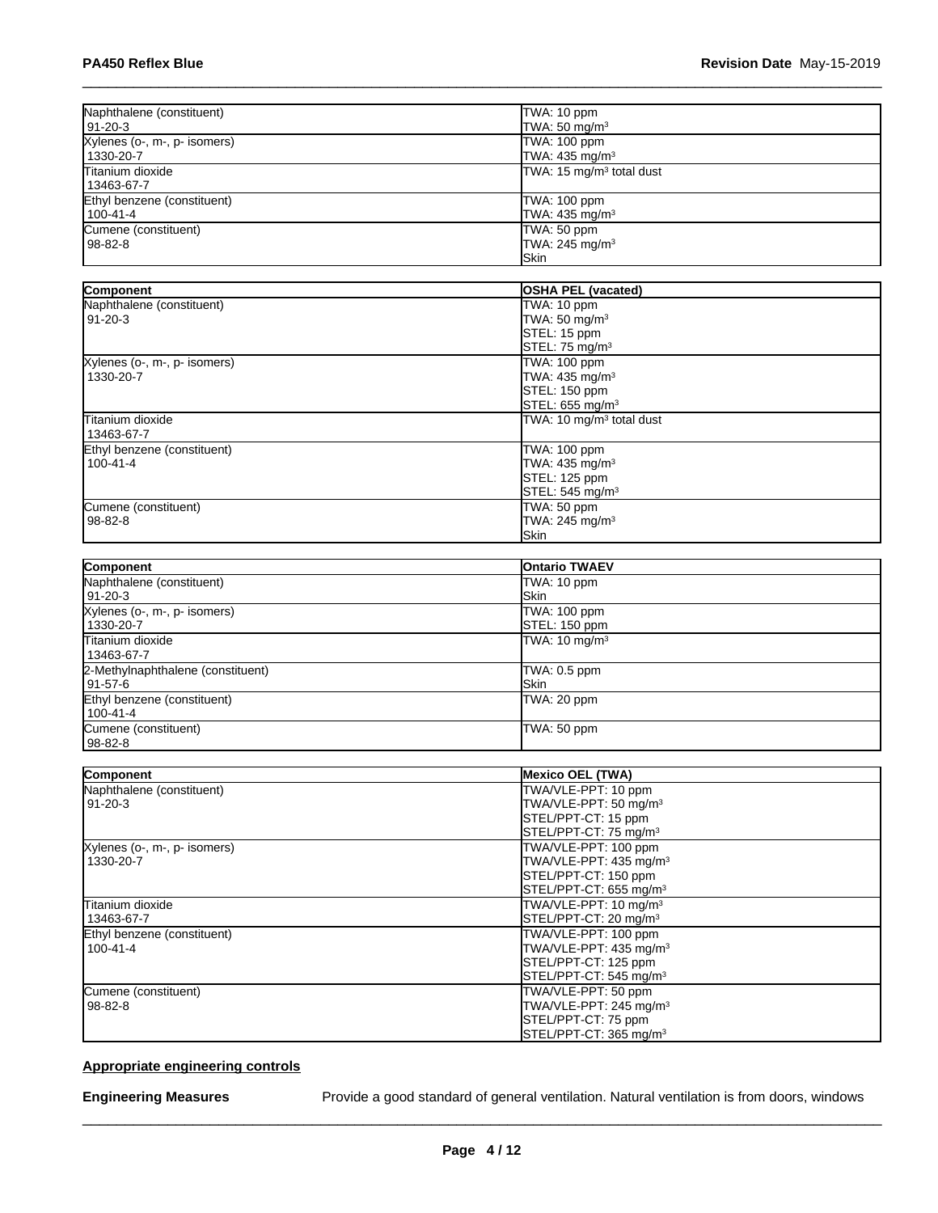| | |
|---|---|
| Naphthalene (constituent)<br>91-20-3 | TWA: 10 ppm<br>TWA: 50 mg/m³ |
| Xylenes (o-, m-, p- isomers)<br>1330-20-7 | TWA: 100 ppm<br>TWA: 435 mg/m³ |
| Titanium dioxide<br>13463-67-7 | TWA: 15 mg/m³ total dust |
| Ethyl benzene (constituent)<br>100-41-4 | TWA: 100 ppm<br>TWA: 435 mg/m³ |
| Cumene (constituent)<br>98-82-8 | TWA: 50 ppm<br>TWA: 245 mg/m³<br>Skin |

| Component | OSHA PEL (vacated) |
|---|---|
| Naphthalene (constituent)<br>91-20-3 | TWA: 10 ppm<br>TWA: 50 mg/m³<br>STEL: 15 ppm<br>STEL: 75 mg/m³ |
| Xylenes (o-, m-, p- isomers)<br>1330-20-7 | TWA: 100 ppm<br>TWA: 435 mg/m³<br>STEL: 150 ppm<br>STEL: 655 mg/m³ |
| Titanium dioxide<br>13463-67-7 | TWA: 10 mg/m³ total dust |
| Ethyl benzene (constituent)<br>100-41-4 | TWA: 100 ppm<br>TWA: 435 mg/m³<br>STEL: 125 ppm<br>STEL: 545 mg/m³ |
| Cumene (constituent)<br>98-82-8 | TWA: 50 ppm<br>TWA: 245 mg/m³<br>Skin |

| Component | Ontario TWAEV |
|---|---|
| Naphthalene (constituent)<br>91-20-3 | TWA: 10 ppm<br>Skin |
| Xylenes (o-, m-, p- isomers)<br>1330-20-7 | TWA: 100 ppm<br>STEL: 150 ppm |
| Titanium dioxide<br>13463-67-7 | TWA: 10 mg/m³ |
| 2-Methylnaphthalene (constituent)<br>91-57-6 | TWA: 0.5 ppm<br>Skin |
| Ethyl benzene (constituent)<br>100-41-4 | TWA: 20 ppm |
| Cumene (constituent)<br>98-82-8 | TWA: 50 ppm |

| Component | Mexico OEL (TWA) |
|---|---|
| Naphthalene (constituent)<br>91-20-3 | TWA/VLE-PPT: 10 ppm<br>TWA/VLE-PPT: 50 mg/m³<br>STEL/PPT-CT: 15 ppm<br>STEL/PPT-CT: 75 mg/m³ |
| Xylenes (o-, m-, p- isomers)<br>1330-20-7 | TWA/VLE-PPT: 100 ppm<br>TWA/VLE-PPT: 435 mg/m³<br>STEL/PPT-CT: 150 ppm<br>STEL/PPT-CT: 655 mg/m³ |
| Titanium dioxide<br>13463-67-7 | TWA/VLE-PPT: 10 mg/m³<br>STEL/PPT-CT: 20 mg/m³ |
| Ethyl benzene (constituent)<br>100-41-4 | TWA/VLE-PPT: 100 ppm<br>TWA/VLE-PPT: 435 mg/m³<br>STEL/PPT-CT: 125 ppm<br>STEL/PPT-CT: 545 mg/m³ |
| Cumene (constituent)<br>98-82-8 | TWA/VLE-PPT: 50 ppm<br>TWA/VLE-PPT: 245 mg/m³<br>STEL/PPT-CT: 75 ppm<br>STEL/PPT-CT: 365 mg/m³ |

**Appropriate engineering controls**

**Engineering Measures** Provide a good standard of general ventilation. Natural ventilation is from doors, windows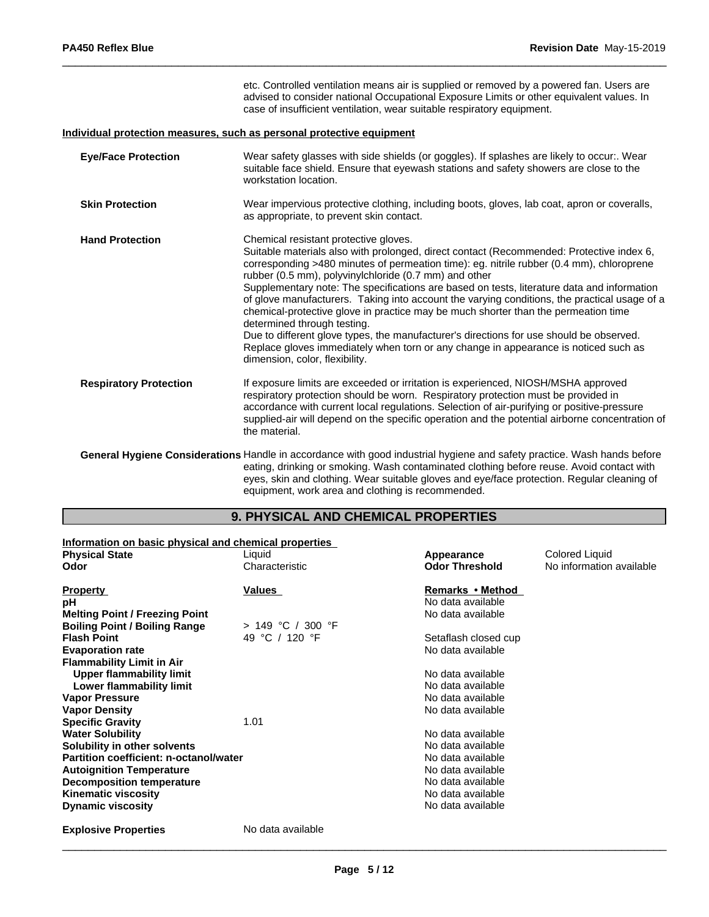etc. Controlled ventilation means air is supplied or removed by a powered fan. Users are advised to consider national Occupational Exposure Limits or other equivalent values. In case of insufficient ventilation, wear suitable respiratory equipment.

**Individual protection measures, such as personal protective equipment**

**Eye/Face Protection** Wear safety glasses with side shields (or goggles). If splashes are likely to occur:. Wear suitable face shield. Ensure that eyewash stations and safety showers are close to the workstation location.

**Skin Protection** Wear impervious protective clothing, including boots, gloves, lab coat, apron or coveralls, as appropriate, to prevent skin contact.

**Hand Protection** Chemical resistant protective gloves.
Suitable materials also with prolonged, direct contact (Recommended: Protective index 6, corresponding >480 minutes of permeation time): eg. nitrile rubber (0.4 mm), chloroprene rubber (0.5 mm), polyvinylchloride (0.7 mm) and other
Supplementary note: The specifications are based on tests, literature data and information of glove manufacturers. Taking into account the varying conditions, the practical usage of a chemical-protective glove in practice may be much shorter than the permeation time determined through testing.
Due to different glove types, the manufacturer's directions for use should be observed. Replace gloves immediately when torn or any change in appearance is noticed such as dimension, color, flexibility.

**Respiratory Protection** If exposure limits are exceeded or irritation is experienced, NIOSH/MSHA approved respiratory protection should be worn. Respiratory protection must be provided in accordance with current local regulations. Selection of air-purifying or positive-pressure supplied-air will depend on the specific operation and the potential airborne concentration of the material.

**General Hygiene Considerations** Handle in accordance with good industrial hygiene and safety practice. Wash hands before eating, drinking or smoking. Wash contaminated clothing before reuse. Avoid contact with eyes, skin and clothing. Wear suitable gloves and eye/face protection. Regular cleaning of equipment, work area and clothing is recommended.

## 9. PHYSICAL AND CHEMICAL PROPERTIES

**Information on basic physical and chemical properties**

| | | | |
|---|---|---|---|
| **Physical State** | Liquid | **Appearance** | Colored Liquid |
| **Odor** | Characteristic | **Odor Threshold** | No information available |

| **Property** | **Values** | **Remarks • Method** |
|---|---|---|
| **pH** | | No data available |
| **Melting Point / Freezing Point** | | No data available |
| **Boiling Point / Boiling Range** | > 149 °C / 300 °F | |
| **Flash Point** | 49 °C / 120 °F | Setaflash closed cup |
| **Evaporation rate** | | No data available |
| **Flammability Limit in Air** | | |
| **Upper flammability limit** | | No data available |
| **Lower flammability limit** | | No data available |
| **Vapor Pressure** | | No data available |
| **Vapor Density** | | No data available |
| **Specific Gravity** | 1.01 | |
| **Water Solubility** | | No data available |
| **Solubility in other solvents** | | No data available |
| **Partition coefficient: n-octanol/water** | | No data available |
| **Autoignition Temperature** | | No data available |
| **Decomposition temperature** | | No data available |
| **Kinematic viscosity** | | No data available |
| **Dynamic viscosity** | | No data available |

**Explosive Properties** No data available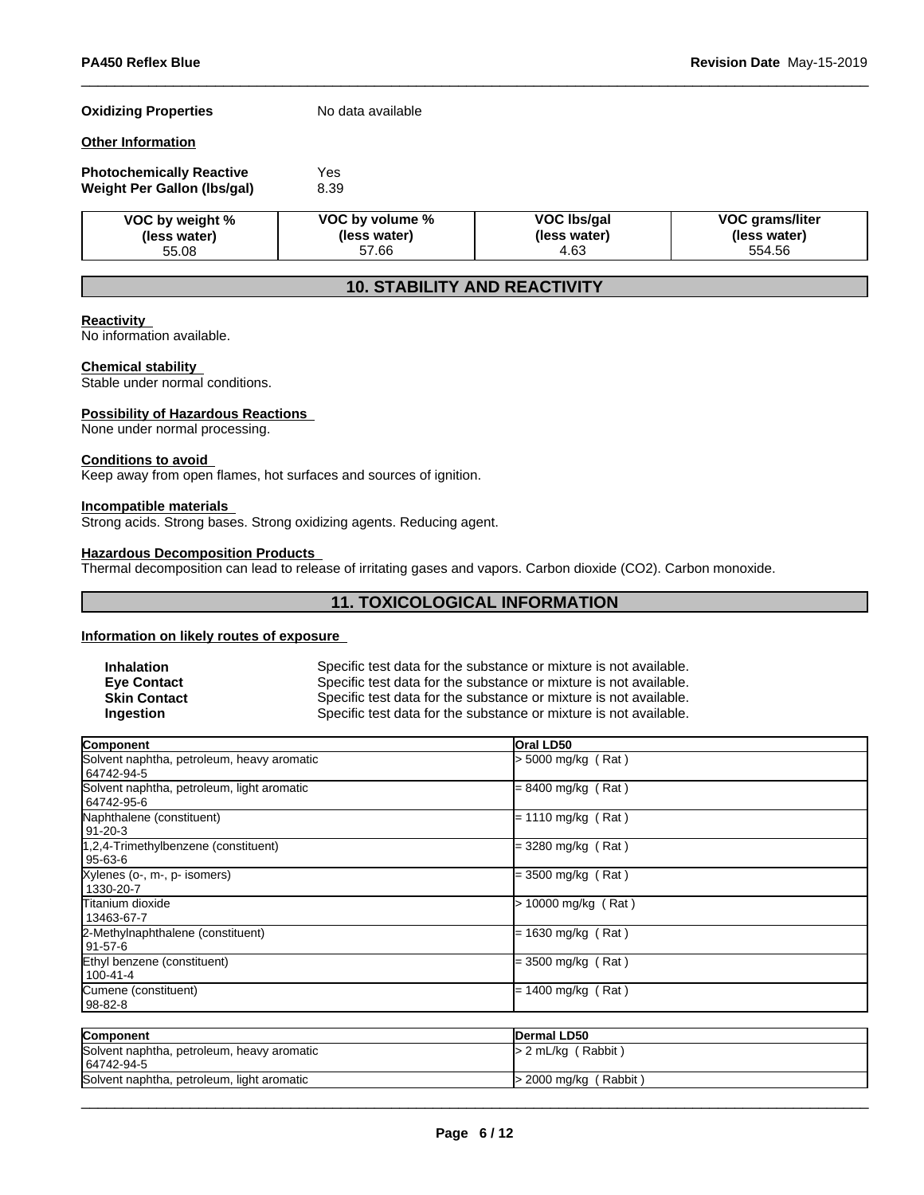**Oxidizing Properties** No data available

**Other Information**

**Photochemically Reactive** Yes
**Weight Per Gallon (lbs/gal)** 8.39

| VOC by weight % (less water) | VOC by volume % (less water) | VOC lbs/gal (less water) | VOC grams/liter (less water) |
|---|---|---|---|
| 55.08 | 57.66 | 4.63 | 554.56 |

## 10. STABILITY AND REACTIVITY

**Reactivity**
No information available.

**Chemical stability**
Stable under normal conditions.

**Possibility of Hazardous Reactions**
None under normal processing.

**Conditions to avoid**
Keep away from open flames, hot surfaces and sources of ignition.

**Incompatible materials**
Strong acids. Strong bases. Strong oxidizing agents. Reducing agent.

**Hazardous Decomposition Products**
Thermal decomposition can lead to release of irritating gases and vapors. Carbon dioxide ($CO_2$). Carbon monoxide.

## 11. TOXICOLOGICAL INFORMATION

**Information on likely routes of exposure**

**Inhalation** Specific test data for the substance or mixture is not available.
**Eye Contact** Specific test data for the substance or mixture is not available.
**Skin Contact** Specific test data for the substance or mixture is not available.
**Ingestion** Specific test data for the substance or mixture is not available.

| Component | Oral LD50 |
|---|---|
| Solvent naphtha, petroleum, heavy aromatic 64742-94-5 | > 5000 mg/kg ( Rat ) |
| Solvent naphtha, petroleum, light aromatic 64742-95-6 | = 8400 mg/kg ( Rat ) |
| Naphthalene (constituent) 91-20-3 | = 1110 mg/kg ( Rat ) |
| 1,2,4-Trimethylbenzene (constituent) 95-63-6 | = 3280 mg/kg ( Rat ) |
| Xylenes (o-, m-, p- isomers) 1330-20-7 | = 3500 mg/kg ( Rat ) |
| Titanium dioxide 13463-67-7 | > 10000 mg/kg ( Rat ) |
| 2-Methylnaphthalene (constituent) 91-57-6 | = 1630 mg/kg ( Rat ) |
| Ethyl benzene (constituent) 100-41-4 | = 3500 mg/kg ( Rat ) |
| Cumene (constituent) 98-82-8 | = 1400 mg/kg ( Rat ) |

| Component | Dermal LD50 |
|---|---|
| Solvent naphtha, petroleum, heavy aromatic 64742-94-5 | > 2 mL/kg ( Rabbit ) |
| Solvent naphtha, petroleum, light aromatic | > 2000 mg/kg ( Rabbit ) |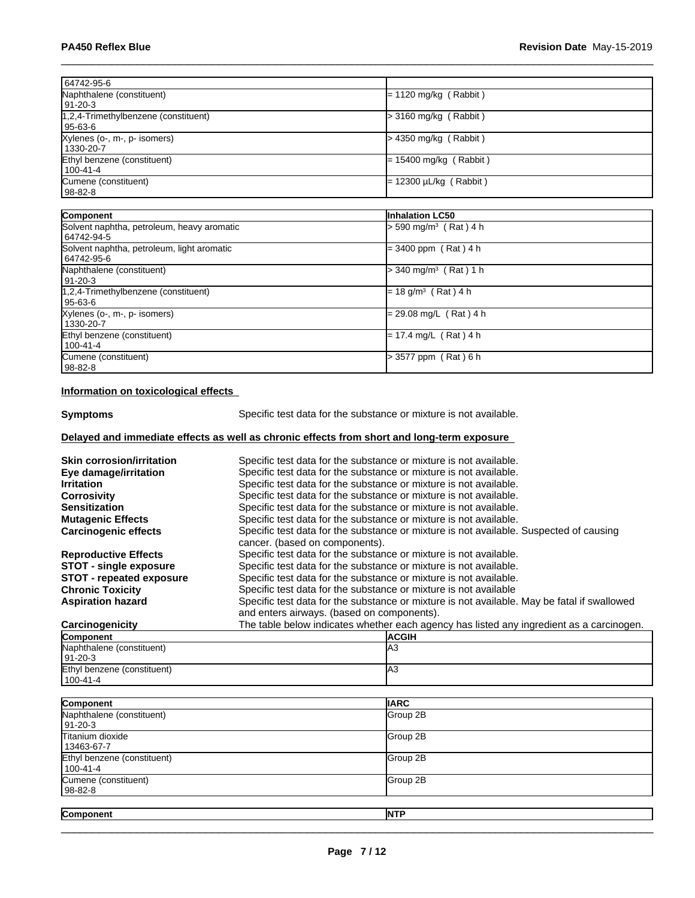| | |
|---|---|
| 64742-95-6 | |
| Naphthalene (constituent)<br>91-20-3 | = 1120 mg/kg ( Rabbit ) |
| 1,2,4-Trimethylbenzene (constituent)<br>95-63-6 | > 3160 mg/kg ( Rabbit ) |
| Xylenes (o-, m-, p- isomers)<br>1330-20-7 | > 4350 mg/kg ( Rabbit ) |
| Ethyl benzene (constituent)<br>100-41-4 | = 15400 mg/kg ( Rabbit ) |
| Cumene (constituent)<br>98-82-8 | = 12300 µL/kg ( Rabbit ) |

| Component | Inhalation LC50 |
|---|---|
| Solvent naphtha, petroleum, heavy aromatic<br>64742-94-5 | > 590 mg/m³ ( Rat ) 4 h |
| Solvent naphtha, petroleum, light aromatic<br>64742-95-6 | = 3400 ppm ( Rat ) 4 h |
| Naphthalene (constituent)<br>91-20-3 | > 340 mg/m³ ( Rat ) 1 h |
| 1,2,4-Trimethylbenzene (constituent)<br>95-63-6 | = 18 g/m³ ( Rat ) 4 h |
| Xylenes (o-, m-, p- isomers)<br>1330-20-7 | = 29.08 mg/L ( Rat ) 4 h |
| Ethyl benzene (constituent)<br>100-41-4 | = 17.4 mg/L ( Rat ) 4 h |
| Cumene (constituent)<br>98-82-8 | > 3577 ppm ( Rat ) 6 h |

**Information on toxicological effects**

**Symptoms** Specific test data for the substance or mixture is not available.

**Delayed and immediate effects as well as chronic effects from short and long-term exposure**

**Skin corrosion/irritation** Specific test data for the substance or mixture is not available.
**Eye damage/irritation** Specific test data for the substance or mixture is not available.
**Irritation** Specific test data for the substance or mixture is not available.
**Corrosivity** Specific test data for the substance or mixture is not available.
**Sensitization** Specific test data for the substance or mixture is not available.
**Mutagenic Effects** Specific test data for the substance or mixture is not available.
**Carcinogenic effects** Specific test data for the substance or mixture is not available. Suspected of causing cancer. (based on components).
**Reproductive Effects** Specific test data for the substance or mixture is not available.
**STOT - single exposure** Specific test data for the substance or mixture is not available.
**STOT - repeated exposure** Specific test data for the substance or mixture is not available.
**Chronic Toxicity** Specific test data for the substance or mixture is not available
**Aspiration hazard** Specific test data for the substance or mixture is not available. May be fatal if swallowed and enters airways. (based on components).
**Carcinogenicity** The table below indicates whether each agency has listed any ingredient as a carcinogen.

| Component | ACGIH |
|---|---|
| Naphthalene (constituent)<br>91-20-3 | A3 |
| Ethyl benzene (constituent)<br>100-41-4 | A3 |

| Component | IARC |
|---|---|
| Naphthalene (constituent)<br>91-20-3 | Group 2B |
| Titanium dioxide<br>13463-67-7 | Group 2B |
| Ethyl benzene (constituent)<br>100-41-4 | Group 2B |
| Cumene (constituent)<br>98-82-8 | Group 2B |

| Component | NTP |
|---|---|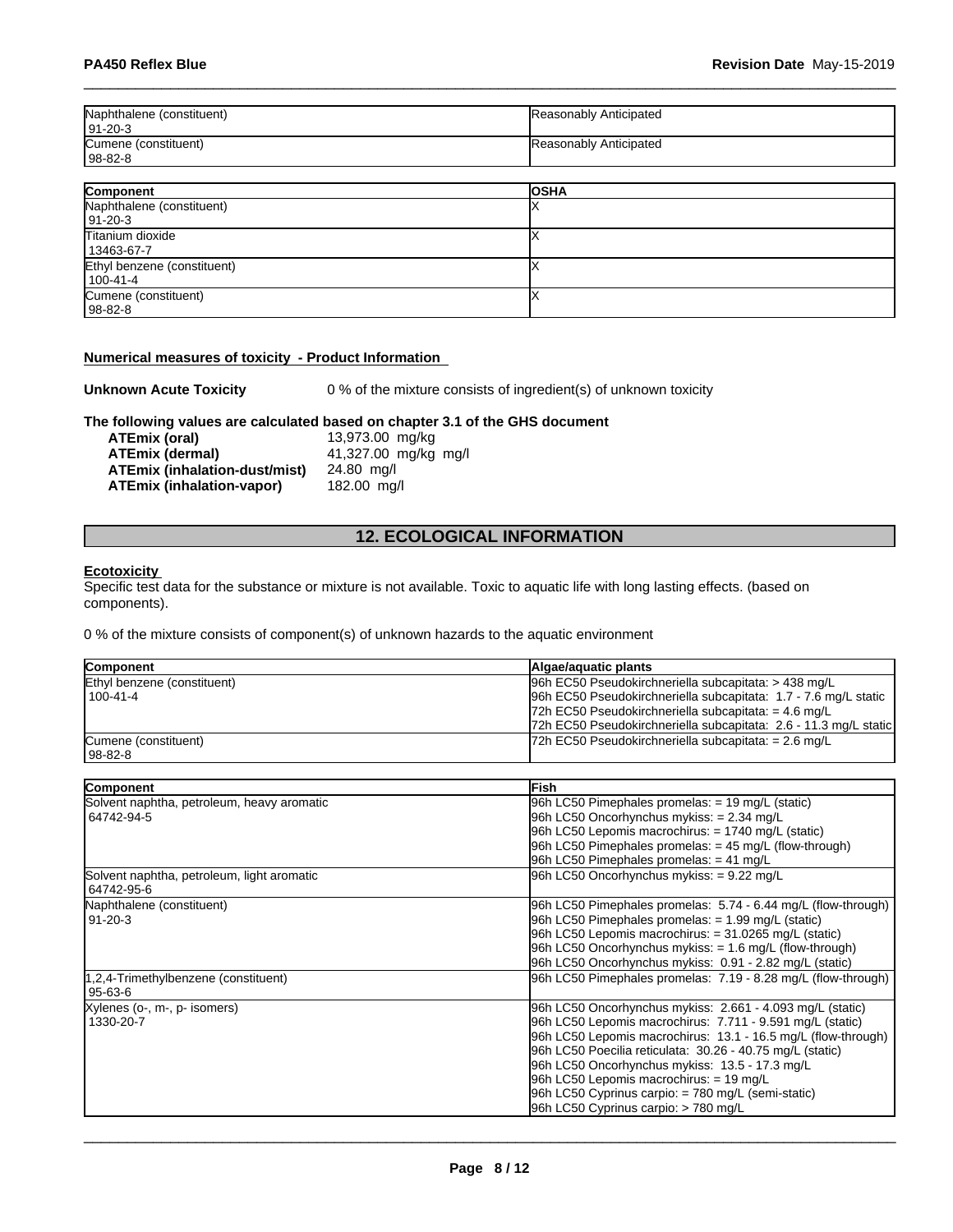| | |
|---|---|
| Naphthalene (constituent)<br>91-20-3 | Reasonably Anticipated |
| Cumene (constituent)<br>98-82-8 | Reasonably Anticipated |

| Component | OSHA |
|---|---|
| Naphthalene (constituent)<br>91-20-3 | X |
| Titanium dioxide<br>13463-67-7 | X |
| Ethyl benzene (constituent)<br>100-41-4 | X |
| Cumene (constituent)<br>98-82-8 | X |

**Numerical measures of toxicity - Product Information**

**Unknown Acute Toxicity** 0 % of the mixture consists of ingredient(s) of unknown toxicity

**The following values are calculated based on chapter 3.1 of the GHS document**

| | |
|---|---|
| **ATEmix (oral)** | 13,973.00 mg/kg |
| **ATEmix (dermal)** | 41,327.00 mg/kg mg/l |
| **ATEmix (inhalation-dust/mist)** | 24.80 mg/l |
| **ATEmix (inhalation-vapor)** | 182.00 mg/l |

## 12. ECOLOGICAL INFORMATION

**Ecotoxicity**

Specific test data for the substance or mixture is not available. Toxic to aquatic life with long lasting effects. (based on components).

0 % of the mixture consists of component(s) of unknown hazards to the aquatic environment

| Component | Algae/aquatic plants |
|---|---|
| Ethyl benzene (constituent)<br>100-41-4 | 96h EC50 Pseudokirchneriella subcapitata: > 438 mg/L<br>96h EC50 Pseudokirchneriella subcapitata: 1.7 - 7.6 mg/L static<br>72h EC50 Pseudokirchneriella subcapitata: = 4.6 mg/L<br>72h EC50 Pseudokirchneriella subcapitata: 2.6 - 11.3 mg/L static |
| Cumene (constituent)<br>98-82-8 | 72h EC50 Pseudokirchneriella subcapitata: = 2.6 mg/L |

| Component | Fish |
|---|---|
| Solvent naphtha, petroleum, heavy aromatic<br>64742-94-5 | 96h LC50 Pimephales promelas: = 19 mg/L (static)<br>96h LC50 Oncorhynchus mykiss: = 2.34 mg/L<br>96h LC50 Lepomis macrochirus: = 1740 mg/L (static)<br>96h LC50 Pimephales promelas: = 45 mg/L (flow-through)<br>96h LC50 Pimephales promelas: = 41 mg/L |
| Solvent naphtha, petroleum, light aromatic<br>64742-95-6 | 96h LC50 Oncorhynchus mykiss: = 9.22 mg/L |
| Naphthalene (constituent)<br>91-20-3 | 96h LC50 Pimephales promelas: 5.74 - 6.44 mg/L (flow-through)<br>96h LC50 Pimephales promelas: = 1.99 mg/L (static)<br>96h LC50 Lepomis macrochirus: = 31.0265 mg/L (static)<br>96h LC50 Oncorhynchus mykiss: = 1.6 mg/L (flow-through)<br>96h LC50 Oncorhynchus mykiss: 0.91 - 2.82 mg/L (static) |
| 1,2,4-Trimethylbenzene (constituent)<br>95-63-6 | 96h LC50 Pimephales promelas: 7.19 - 8.28 mg/L (flow-through) |
| Xylenes (o-, m-, p- isomers)<br>1330-20-7 | 96h LC50 Oncorhynchus mykiss: 2.661 - 4.093 mg/L (static)<br>96h LC50 Lepomis macrochirus: 7.711 - 9.591 mg/L (static)<br>96h LC50 Lepomis macrochirus: 13.1 - 16.5 mg/L (flow-through)<br>96h LC50 Poecilia reticulata: 30.26 - 40.75 mg/L (static)<br>96h LC50 Oncorhynchus mykiss: 13.5 - 17.3 mg/L<br>96h LC50 Lepomis macrochirus: = 19 mg/L<br>96h LC50 Cyprinus carpio: = 780 mg/L (semi-static)<br>96h LC50 Cyprinus carpio: > 780 mg/L |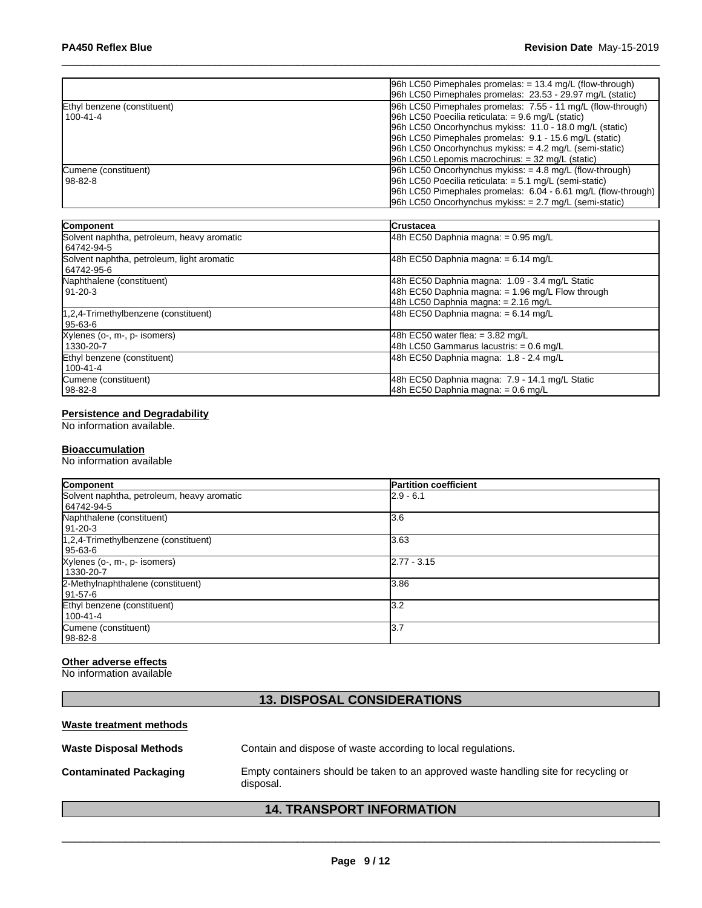| | |
|---|---|
| | 96h LC50 Pimephales promelas: = 13.4 mg/L (flow-through)<br>96h LC50 Pimephales promelas: 23.53 - 29.97 mg/L (static) |
| Ethyl benzene (constituent)<br>100-41-4 | 96h LC50 Pimephales promelas: 7.55 - 11 mg/L (flow-through)<br>96h LC50 Poecilia reticulata: = 9.6 mg/L (static)<br>96h LC50 Oncorhynchus mykiss: 11.0 - 18.0 mg/L (static)<br>96h LC50 Pimephales promelas: 9.1 - 15.6 mg/L (static)<br>96h LC50 Oncorhynchus mykiss: = 4.2 mg/L (semi-static)<br>96h LC50 Lepomis macrochirus: = 32 mg/L (static) |
| Cumene (constituent)<br>98-82-8 | 96h LC50 Oncorhynchus mykiss: = 4.8 mg/L (flow-through)<br>96h LC50 Poecilia reticulata: = 5.1 mg/L (semi-static)<br>96h LC50 Pimephales promelas: 6.04 - 6.61 mg/L (flow-through)<br>96h LC50 Oncorhynchus mykiss: = 2.7 mg/L (semi-static) |

| Component | Crustacea |
|---|---|
| Solvent naphtha, petroleum, heavy aromatic<br>64742-94-5 | 48h EC50 Daphnia magna: = 0.95 mg/L |
| Solvent naphtha, petroleum, light aromatic<br>64742-95-6 | 48h EC50 Daphnia magna: = 6.14 mg/L |
| Naphthalene (constituent)<br>91-20-3 | 48h EC50 Daphnia magna: 1.09 - 3.4 mg/L Static<br>48h EC50 Daphnia magna: = 1.96 mg/L Flow through<br>48h LC50 Daphnia magna: = 2.16 mg/L |
| 1,2,4-Trimethylbenzene (constituent)<br>95-63-6 | 48h EC50 Daphnia magna: = 6.14 mg/L |
| Xylenes (o-, m-, p- isomers)<br>1330-20-7 | 48h EC50 water flea: = 3.82 mg/L<br>48h LC50 Gammarus lacustris: = 0.6 mg/L |
| Ethyl benzene (constituent)<br>100-41-4 | 48h EC50 Daphnia magna: 1.8 - 2.4 mg/L |
| Cumene (constituent)<br>98-82-8 | 48h EC50 Daphnia magna: 7.9 - 14.1 mg/L Static<br>48h EC50 Daphnia magna: = 0.6 mg/L |

**Persistence and Degradability**

No information available.

**Bioaccumulation**

No information available

| Component | Partition coefficient |
|---|---|
| Solvent naphtha, petroleum, heavy aromatic<br>64742-94-5 | 2.9 - 6.1 |
| Naphthalene (constituent)<br>91-20-3 | 3.6 |
| 1,2,4-Trimethylbenzene (constituent)<br>95-63-6 | 3.63 |
| Xylenes (o-, m-, p- isomers)<br>1330-20-7 | 2.77 - 3.15 |
| 2-Methylnaphthalene (constituent)<br>91-57-6 | 3.86 |
| Ethyl benzene (constituent)<br>100-41-4 | 3.2 |
| Cumene (constituent)<br>98-82-8 | 3.7 |

**Other adverse effects**

No information available

## 13. DISPOSAL CONSIDERATIONS

**Waste treatment methods**

**Waste Disposal Methods** Contain and dispose of waste according to local regulations.

**Contaminated Packaging** Empty containers should be taken to an approved waste handling site for recycling or disposal.

## 14. TRANSPORT INFORMATION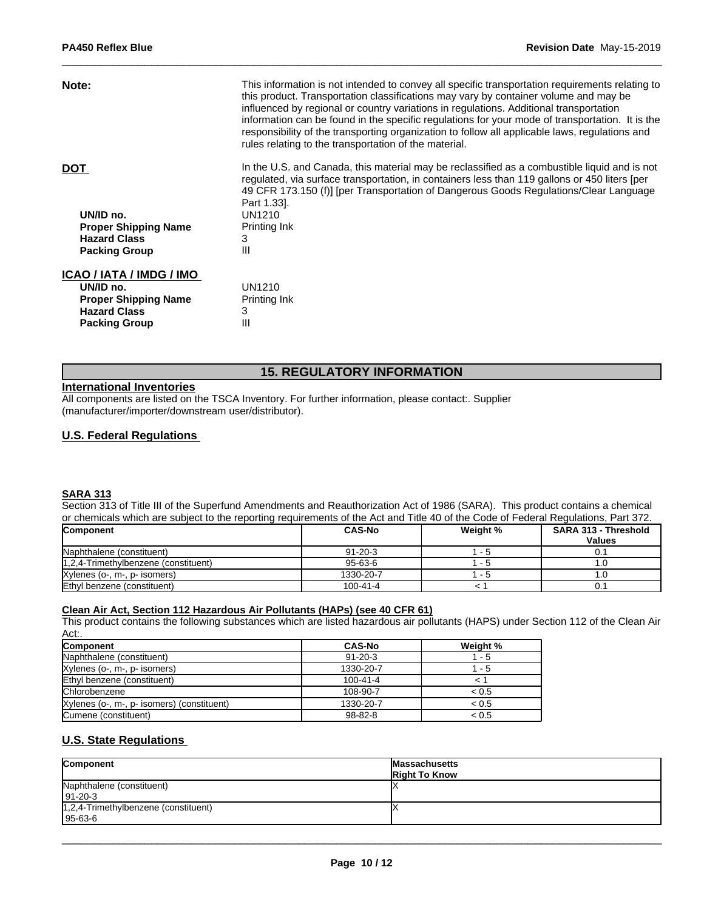**Note:** This information is not intended to convey all specific transportation requirements relating to this product. Transportation classifications may vary by container volume and may be influenced by regional or country variations in regulations. Additional transportation information can be found in the specific regulations for your mode of transportation. It is the responsibility of the transporting organization to follow all applicable laws, regulations and rules relating to the transportation of the material.

**DOT**

In the U.S. and Canada, this material may be reclassified as a combustible liquid and is not regulated, via surface transportation, in containers less than 119 gallons or 450 liters [per 49 CFR 173.150 (f)] [per Transportation of Dangerous Goods Regulations/Clear Language Part 1.33].

| | |
|---|---|
| **UN/ID no.** | UN1210 |
| **Proper Shipping Name** | Printing Ink |
| **Hazard Class** | 3 |
| **Packing Group** | III |

**ICAO / IATA / IMDG / IMO**

| | |
|---|---|
| **UN/ID no.** | UN1210 |
| **Proper Shipping Name** | Printing Ink |
| **Hazard Class** | 3 |
| **Packing Group** | III |

## 15. REGULATORY INFORMATION

**International Inventories**

All components are listed on the TSCA Inventory. For further information, please contact:. Supplier (manufacturer/importer/downstream user/distributor).

**U.S. Federal Regulations**

**SARA 313**

Section 313 of Title III of the Superfund Amendments and Reauthorization Act of 1986 (SARA). This product contains a chemical or chemicals which are subject to the reporting requirements of the Act and Title 40 of the Code of Federal Regulations, Part 372.

| Component | CAS-No | Weight % | SARA 313 - Threshold Values |
|---|---|---|---|
| Naphthalene (constituent) | 91-20-3 | 1 - 5 | 0.1 |
| 1,2,4-Trimethylbenzene (constituent) | 95-63-6 | 1 - 5 | 1.0 |
| Xylenes (o-, m-, p- isomers) | 1330-20-7 | 1 - 5 | 1.0 |
| Ethyl benzene (constituent) | 100-41-4 | < 1 | 0.1 |

**Clean Air Act, Section 112 Hazardous Air Pollutants (HAPs) (see 40 CFR 61)**

This product contains the following substances which are listed hazardous air pollutants (HAPS) under Section 112 of the Clean Air Act:.

| Component | CAS-No | Weight % |
|---|---|---|
| Naphthalene (constituent) | 91-20-3 | 1 - 5 |
| Xylenes (o-, m-, p- isomers) | 1330-20-7 | 1 - 5 |
| Ethyl benzene (constituent) | 100-41-4 | < 1 |
| Chlorobenzene | 108-90-7 | < 0.5 |
| Xylenes (o-, m-, p- isomers) (constituent) | 1330-20-7 | < 0.5 |
| Cumene (constituent) | 98-82-8 | < 0.5 |

**U.S. State Regulations**

| Component | Massachusetts Right To Know |
|---|---|
| Naphthalene (constituent) 91-20-3 | X |
| 1,2,4-Trimethylbenzene (constituent) 95-63-6 | X |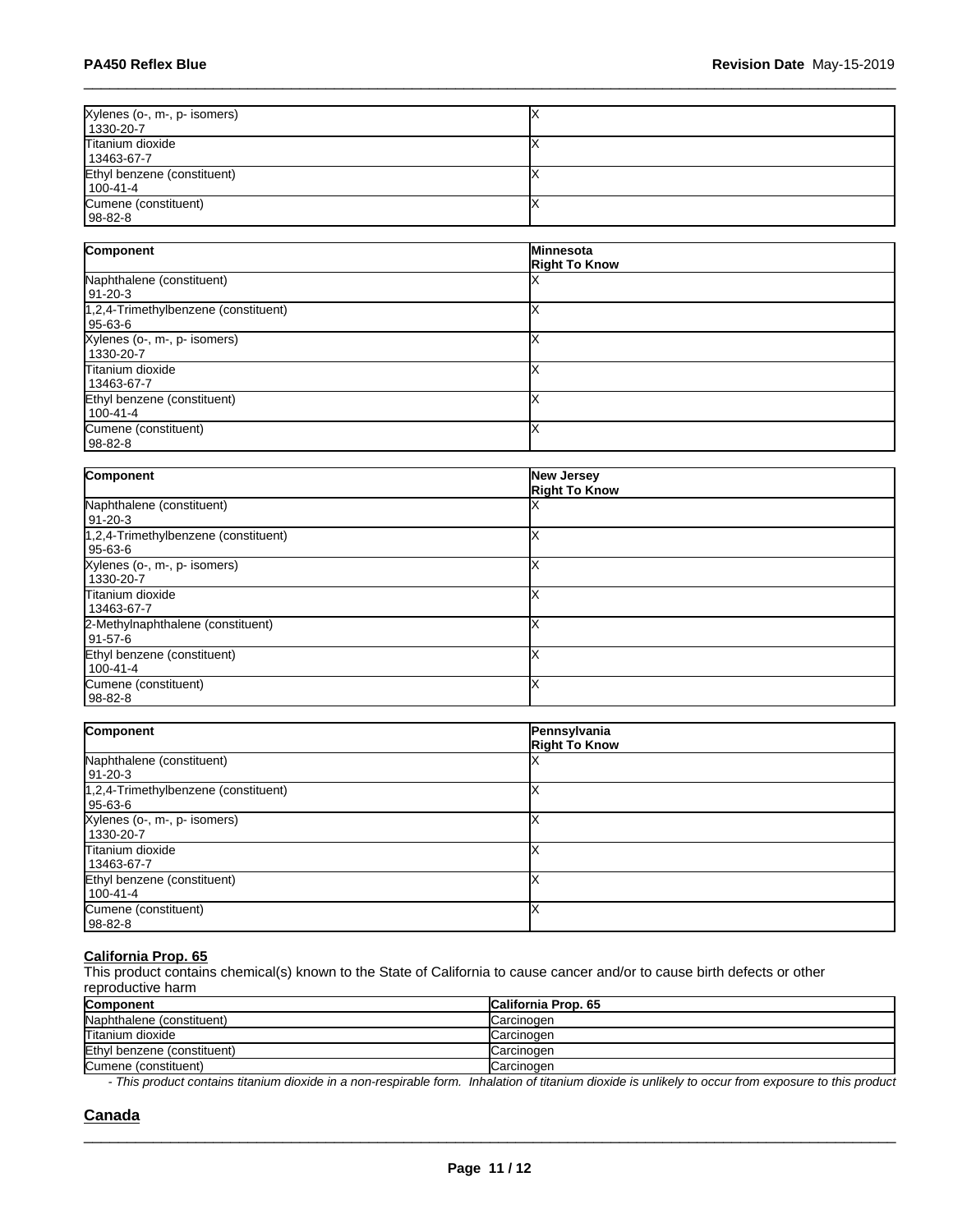| | |
|---|---|
| Xylenes (o-, m-, p- isomers) 1330-20-7 | X |
| Titanium dioxide 13463-67-7 | X |
| Ethyl benzene (constituent) 100-41-4 | X |
| Cumene (constituent) 98-82-8 | X |

| Component | Minnesota Right To Know |
|---|---|
| Naphthalene (constituent) 91-20-3 | X |
| 1,2,4-Trimethylbenzene (constituent) 95-63-6 | X |
| Xylenes (o-, m-, p- isomers) 1330-20-7 | X |
| Titanium dioxide 13463-67-7 | X |
| Ethyl benzene (constituent) 100-41-4 | X |
| Cumene (constituent) 98-82-8 | X |

| Component | New Jersey Right To Know |
|---|---|
| Naphthalene (constituent) 91-20-3 | X |
| 1,2,4-Trimethylbenzene (constituent) 95-63-6 | X |
| Xylenes (o-, m-, p- isomers) 1330-20-7 | X |
| Titanium dioxide 13463-67-7 | X |
| 2-Methylnaphthalene (constituent) 91-57-6 | X |
| Ethyl benzene (constituent) 100-41-4 | X |
| Cumene (constituent) 98-82-8 | X |

| Component | Pennsylvania Right To Know |
|---|---|
| Naphthalene (constituent) 91-20-3 | X |
| 1,2,4-Trimethylbenzene (constituent) 95-63-6 | X |
| Xylenes (o-, m-, p- isomers) 1330-20-7 | X |
| Titanium dioxide 13463-67-7 | X |
| Ethyl benzene (constituent) 100-41-4 | X |
| Cumene (constituent) 98-82-8 | X |

**California Prop. 65**

This product contains chemical(s) known to the State of California to cause cancer and/or to cause birth defects or other reproductive harm

| Component | California Prop. 65 |
|---|---|
| Naphthalene (constituent) | Carcinogen |
| Titanium dioxide | Carcinogen |
| Ethyl benzene (constituent) | Carcinogen |
| Cumene (constituent) | Carcinogen |

*- This product contains titanium dioxide in a non-respirable form. Inhalation of titanium dioxide is unlikely to occur from exposure to this product*

## Canada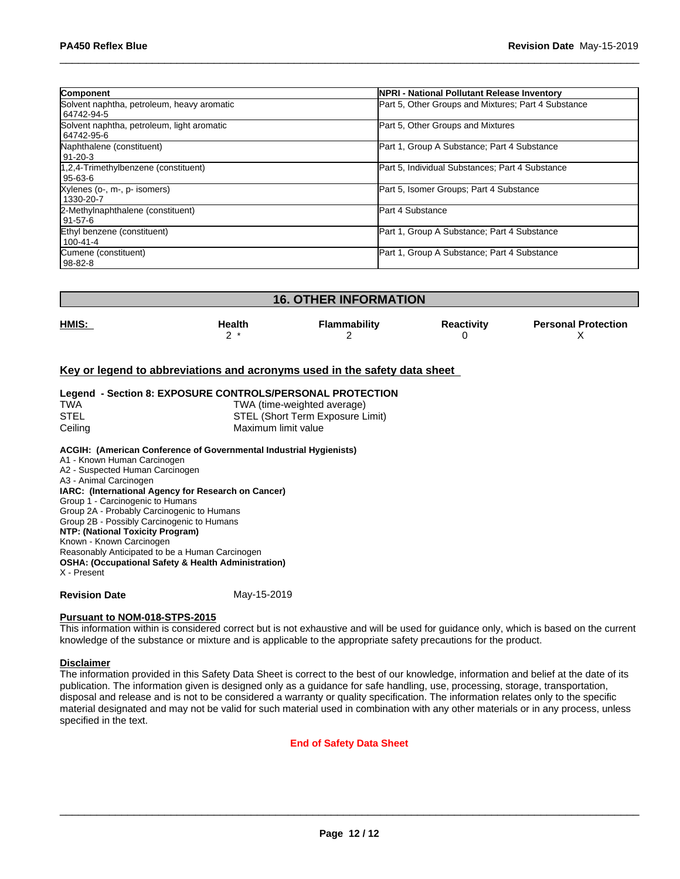| Component | NPRI - National Pollutant Release Inventory |
|---|---|
| Solvent naphtha, petroleum, heavy aromatic 64742-94-5 | Part 5, Other Groups and Mixtures; Part 4 Substance |
| Solvent naphtha, petroleum, light aromatic 64742-95-6 | Part 5, Other Groups and Mixtures |
| Naphthalene (constituent) 91-20-3 | Part 1, Group A Substance; Part 4 Substance |
| 1,2,4-Trimethylbenzene (constituent) 95-63-6 | Part 5, Individual Substances; Part 4 Substance |
| Xylenes (o-, m-, p- isomers) 1330-20-7 | Part 5, Isomer Groups; Part 4 Substance |
| 2-Methylnaphthalene (constituent) 91-57-6 | Part 4 Substance |
| Ethyl benzene (constituent) 100-41-4 | Part 1, Group A Substance; Part 4 Substance |
| Cumene (constituent) 98-82-8 | Part 1, Group A Substance; Part 4 Substance |

## 16. OTHER INFORMATION

| HMIS: | Health | Flammability | Reactivity | Personal Protection |
|---|---|---|---|---|
| | 2 * | 2 | 0 | X |

### Key or legend to abbreviations and acronyms used in the safety data sheet

**Legend - Section 8: EXPOSURE CONTROLS/PERSONAL PROTECTION**

| | |
|---|---|
| TWA | TWA (time-weighted average) |
| STEL | STEL (Short Term Exposure Limit) |
| Ceiling | Maximum limit value |

**ACGIH: (American Conference of Governmental Industrial Hygienists)**
A1 - Known Human Carcinogen
A2 - Suspected Human Carcinogen
A3 - Animal Carcinogen
**IARC: (International Agency for Research on Cancer)**
Group 1 - Carcinogenic to Humans
Group 2A - Probably Carcinogenic to Humans
Group 2B - Possibly Carcinogenic to Humans
**NTP: (National Toxicity Program)**
Known - Known Carcinogen
Reasonably Anticipated to be a Human Carcinogen
**OSHA: (Occupational Safety & Health Administration)**
X - Present

**Revision Date** May-15-2019

**Pursuant to NOM-018-STPS-2015**
This information within is considered correct but is not exhaustive and will be used for guidance only, which is based on the current knowledge of the substance or mixture and is applicable to the appropriate safety precautions for the product.

**Disclaimer**
The information provided in this Safety Data Sheet is correct to the best of our knowledge, information and belief at the date of its publication. The information given is designed only as a guidance for safe handling, use, processing, storage, transportation, disposal and release and is not to be considered a warranty or quality specification. The information relates only to the specific material designated and may not be valid for such material used in combination with any other materials or in any process, unless specified in the text.

**End of Safety Data Sheet**